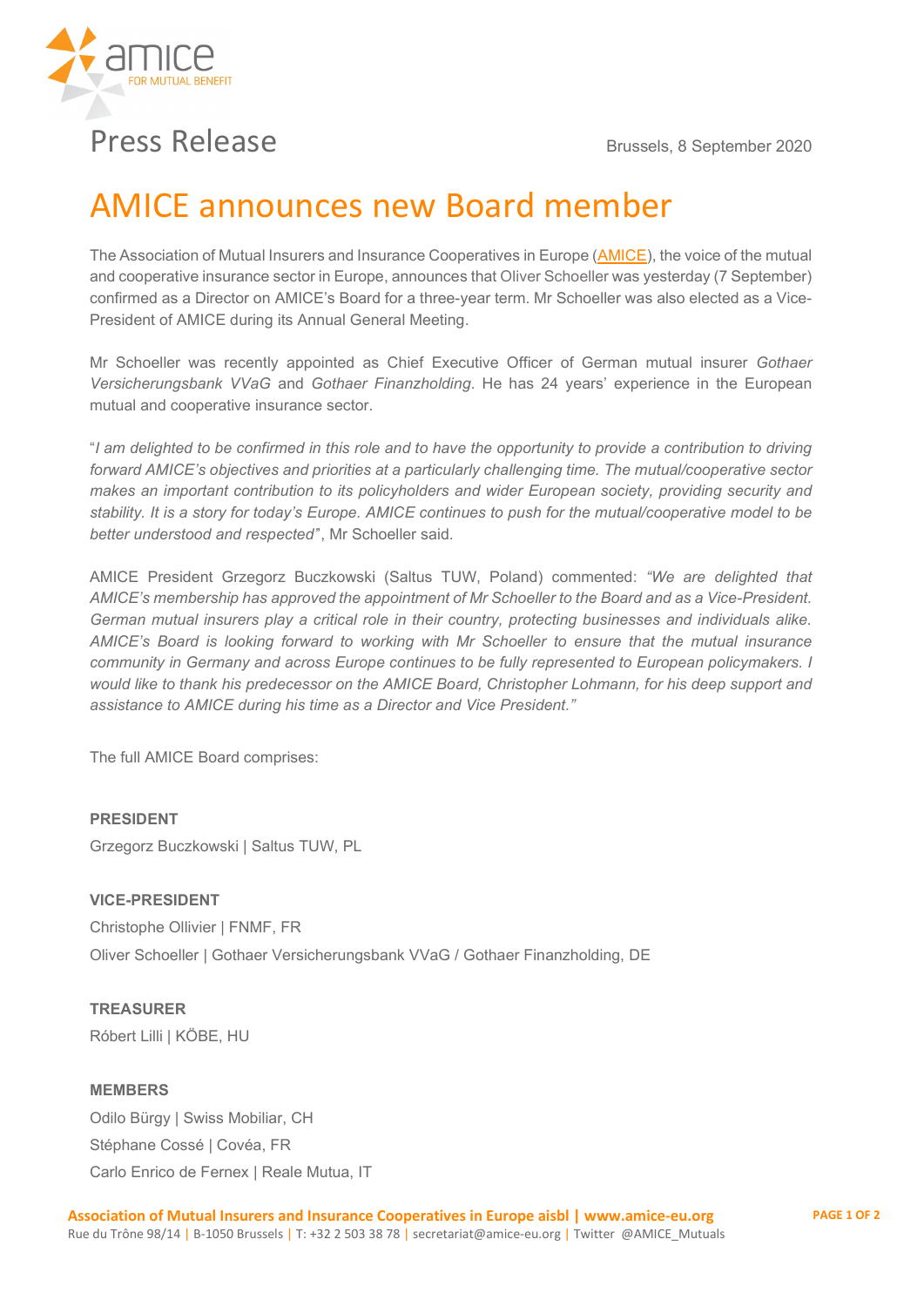Press Release

Brussels, 8 September 2020

# AMICE announces new Board member

The Association of Mutual Insurers and Insurance Cooperatives in Europe (AMICE), the voice of the mutual and cooperative insurance sector in Europe, announces that Oliver Schoeller was yesterday (7 September) confirmed as a Director on AMICE's Board for a three-year term. Mr Schoeller was also elected as a Vice-President of AMICE during its Annual General Meeting.

Mr Schoeller was recently appointed as Chief Executive Officer of German mutual insurer *Gothaer Versicherungsbank VVaG* and *Gothaer Finanzholding*. He has 24 years' experience in the European mutual and cooperative insurance sector.

"*I am delighted to be confirmed in this role and to have the opportunity to provide a contribution to driving forward AMICE's objectives and priorities at a particularly challenging time. The mutual/cooperative sector makes an important contribution to its policyholders and wider European society, providing security and stability. It is a story for today's Europe. AMICE continues to push for the mutual/cooperative model to be better understood and respected*", Mr Schoeller said.

AMICE President Grzegorz Buczkowski (Saltus TUW, Poland) commented: *"We are delighted that AMICE's membership has approved the appointment of Mr Schoeller to the Board and as a Vice-President. German mutual insurers play a critical role in their country, protecting businesses and individuals alike. AMICE's Board is looking forward to working with Mr Schoeller to ensure that the mutual insurance community in Germany and across Europe continues to be fully represented to European policymakers. I would like to thank his predecessor on the AMICE Board, Christopher Lohmann, for his deep support and assistance to AMICE during his time as a Director and Vice President."*

The full AMICE Board comprises:

**PRESIDENT**

Grzegorz Buczkowski | Saltus TUW, PL

**VICE-PRESIDENT**

Christophe Ollivier | FNMF, FR

Oliver Schoeller | Gothaer Versicherungsbank VVaG / Gothaer Finanzholding, DE

**TREASURER**

Róbert Lilli | KÖBE, HU

**MEMBERS**

Odilo Bürgy | Swiss Mobiliar, CH

Stéphane Cossé | Covéa, FR

Carlo Enrico de Fernex | Reale Mutua, IT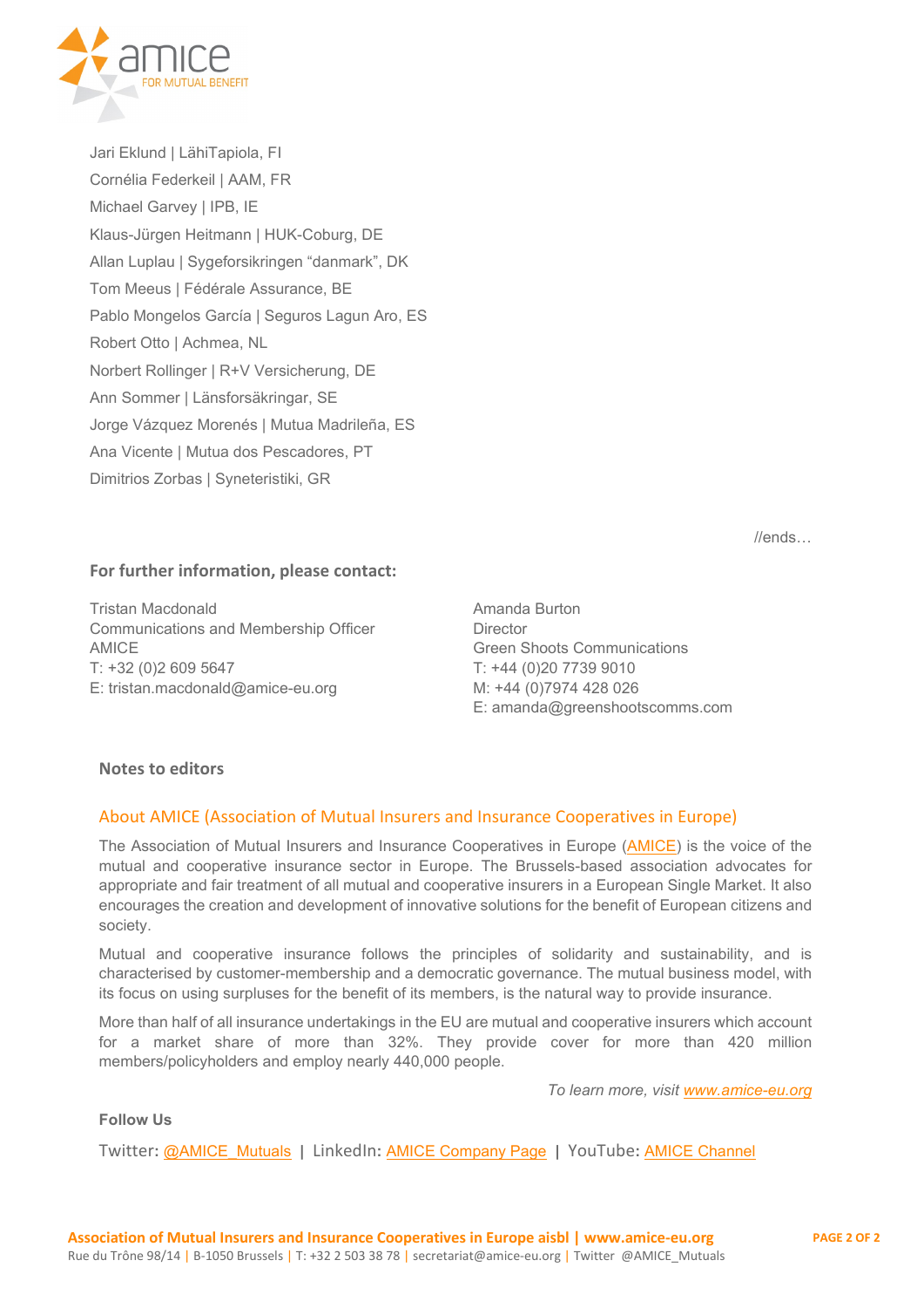Jari Eklund | LähiTapiola, FI

Cornélia Federkeil | AAM, FR

Michael Garvey | IPB, IE

Klaus-Jürgen Heitmann | HUK-Coburg, DE

Allan Luplau | Sygeforsikringen "danmark", DK

Tom Meeus | Fédérale Assurance, BE

Pablo Mongelos García | Seguros Lagun Aro, ES

Robert Otto | Achmea, NL

Norbert Rollinger | R+V Versicherung, DE

Ann Sommer | Länsforsäkringar, SE

Jorge Vázquez Morenés | Mutua Madrileña, ES

Ana Vicente | Mutua dos Pescadores, PT

Dimitrios Zorbas | Syneteristiki, GR

*//ends…*

**For further information, please contact:**

Tristan Macdonald
Communications and Membership Officer
AMICE
T: +32 (0)2 609 5647
E: tristan.macdonald@amice-eu.org

Amanda Burton
Director
Green Shoots Communications
T: +44 (0)20 7739 9010
M: +44 (0)7974 428 026
E: amanda@greenshootscomms.com

## Notes to editors

### About AMICE (Association of Mutual Insurers and Insurance Cooperatives in Europe)

The Association of Mutual Insurers and Insurance Cooperatives in Europe (AMICE) is the voice of the mutual and cooperative insurance sector in Europe. The Brussels-based association advocates for appropriate and fair treatment of all mutual and cooperative insurers in a European Single Market. It also encourages the creation and development of innovative solutions for the benefit of European citizens and society.

Mutual and cooperative insurance follows the principles of solidarity and sustainability, and is characterised by customer-membership and a democratic governance. The mutual business model, with its focus on using surpluses for the benefit of its members, is the natural way to provide insurance.

More than half of all insurance undertakings in the EU are mutual and cooperative insurers which account for a market share of more than 32%. They provide cover for more than 420 million members/policyholders and employ nearly 440,000 people.

*To learn more, visit www.amice-eu.org*

**Follow Us**

Twitter: @AMICE_Mutuals | LinkedIn: AMICE Company Page | YouTube: AMICE Channel